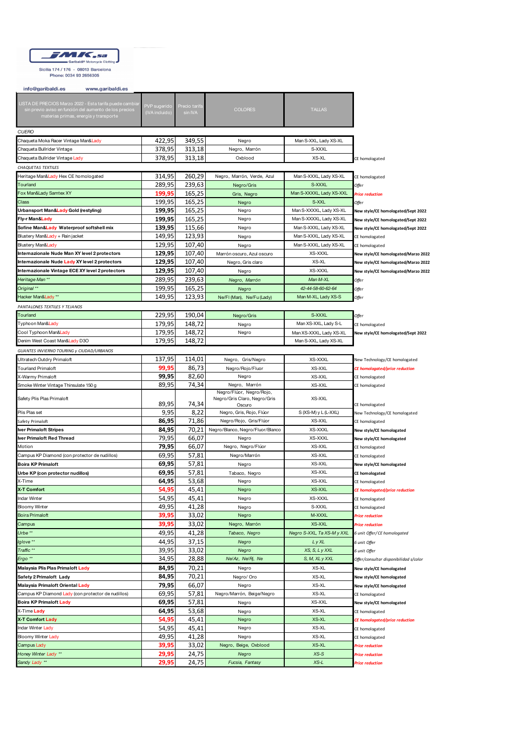JMK.sa
Garibaldi® Motorcycle Clothing

Sicilia 174 / 176 - 08013 Barcelona
Phone: 0034 93 2656305

info@garibaldi.es www.garibaldi.es

| LISTA DE PRECIOS Marzo 2022 - Esta tarifa puede cambiar sin previo aviso en función del aumento de los precios materias primas, energía y transporte | PVP sugerido (IVA incluido) | Precio tarifa sin IVA | COLORES | TALLAS | |
|---|---|---|---|---|---|
| *CUERO* | | | | | |
| Chaqueta Moka Racer Vintage Man&Lady | 422,95 | 349,55 | Negro | Man S-XXL, Lady XS-XL | |
| Chaqueta Bullrider Vintage | 378,95 | 313,18 | Negro, Marrón | S-XXXL | |
| Chaqueta Bullrider Vintage Lady | 378,95 | 313,18 | Oxblood | XS-XL | CE homologated |
| *CHAQUETAS TEXTILES* | | | | | |
| Heritage Man&Lady Hex CE homologated | 314,95 | 260,29 | Negro, Marrón, Verde, Azul | Man S-XXXL, Lady XS-XL | CE homologated |
| Tourland | 289,95 | 239,63 | Negro/Gris | S-XXXL | *Offer* |
| Fox Man&Lady Samtex XY | 199,95 | 165,25 | Gris, Negro | Man S-XXXXL, Lady XS-XXL | ***Price reduction*** |
| Class | 199,95 | 165,25 | Negro | S-XXL | *Offer* |
| **Urbansport Man&Lady Gold (restyling)** | **199,95** | 165,25 | Negro | Man S-XXXXL, Lady XS-XXL | **New style/CE homologated/Sept 2022** |
| **Fly-r Man&Lady** | **199,95** | 165,25 | Negro | Man S-XXXXL, Lady XS-XXL | **New style/CE homologated/Sept 2022** |
| **Sofine Man&Lady Waterproof softshell mix** | **139,95** | 115,66 | Negro | Man S-XXXL, Lady XS-XL | **New style/CE homologated/Sept 2022** |
| Blustery Man&Lady + Rain jacket | 149,95 | 123,93 | Negro | Man S-XXXL, Lady XS-XL | CE homologated |
| Blustery Man&Lady | 129,95 | 107,40 | Negro | Man S-XXXL, Lady XS-XL | CE homologated |
| **Internazionale Nude Man XY level 2 protectors** | **129,95** | 107,40 | Marrón oscuro, Azul oscuro | XS-XXXL | **New style/CE homologated/Marzo 2022** |
| **Internazionale Nude Lady XY level 2 protectors** | **129,95** | 107,40 | Negro, Gris claro | XS-XL | **New style/CE homologated/Marzo 2022** |
| **Internazionale Vintage ECE XY level 2 protectors** | **129,95** | 107,40 | Negro | XS-XXXL | **New style/CE homologated/Marzo 2022** |
| *Heritage Man \*\** | 289,95 | 239,63 | *Negro, Marrón* | *Man M-XL* | *Offer* |
| *Original \*\** | 199,95 | 165,25 | *Negro* | *42-44-58-60-62-64* | *Offer* |
| Hacker Man&Lady ** | 149,95 | 123,93 | Ne/Fl (Man), Ne/Fu (Lady) | Man M-XL, Lady XS-S | *Offer* |
| *PANTALONES TEXTILES Y TEJANOS* | | | | | |
| Tourland | 229,95 | 190,04 | Negro/Gris | S-XXXL | *Offer* |
| Typhoon Man&Lady | 179,95 | 148,72 | Negro | Man XS-XXL, Lady S-L | CE homologated |
| Cool Typhoon Man&Lady | 179,95 | 148,72 | Negro | Man XS-XXXL, Lady XS-XL | **New style/CE homologated/Sept 2022** |
| Denim West Coast Man&Lady D3O | 179,95 | 148,72 | | Man S-XXL, Lady XS-XL | |
| *GUANTES INVIERNO TOURING y CIUDAD/URBANOS* | | | | | |
| Ultratech Outdry Primaloft | 137,95 | 114,01 | Negro, Gris/Negro | XS-XXXL | New Technology/CE homologated |
| Tourland Primaloft | 99,95 | 86,73 | Negro/Rojo/Fluor | XS-XXL | ***CE homologated/price reduction*** |
| X-Warmy Primaloft | **99,95** | 82,60 | Negro | XS-XXL | CE homologated |
| Smoke Winter Vintage Thinsulate 150 g | 89,95 | 74,34 | Negro, Marrón | XS-XXL | CE homologated |
| Safety Plis Plas Primaloft | 89,95 | 74,34 | Negro/Flúor, Negro/Rojo, Negro/Gris Claro, Negro/Gris Oscuro | XS-XXL | CE homologated |
| Plis Plas set | 9,95 | 8,22 | Negro, Gris, Rojo, Flúor | S (XS-M) y L (L-XXL) | New Technology/CE homologated |
| Safety Primaloft | **86,95** | 71,86 | Negro/Rojo, Gris/Flúor | XS-XXL | CE homologated |
| **Iver Primaloft Stripes** | **84,95** | 70,21 | Negro/Blanco, Negro/Fluor/Blanco | XS-XXXL | **New style/CE homologated** |
| **Iver Primaloft Red Thread** | 79,95 | 66,07 | Negro | XS-XXXL | **New style/CE homologated** |
| Motion | **79,95** | 66,07 | Negro, Negro/Flúor | XS-XXL | CE homologated |
| Campus KP Diamond (con protector de nudillos) | 69,95 | 57,81 | Negro/Marrón | XS-XXL | CE homologated |
| **Boira KP Primaloft** | **69,95** | 57,81 | Negro | XS-XXL | **New style/CE homologated** |
| **Urbe KP (con protector nudillos)** | **69,95** | 57,81 | Tabaco, Negro | XS-XXL | **CE homologated** |
| X-Time | **64,95** | 53,68 | Negro | XS-XXL | CE homologated |
| **X-T Comfort** | **54,95** | 45,41 | Negro | XS-XXL | ***CE homologated/price reduction*** |
| Indar Winter | 54,95 | 45,41 | Negro | XS-XXXL | CE homologated |
| Bloomy Winter | 49,95 | 41,28 | Negro | S-XXXL | CE homologated |
| Boira Primaloft | **39,95** | 33,02 | Negro | M-XXXL | ***Price reduction*** |
| Campus | **39,95** | 33,02 | Negro, Marrón | XS-XXL | ***Price reduction*** |
| *Urbe \*\** | 49,95 | 41,28 | *Tabaco, Negro* | *Negro S-XXL, Ta XS-M y XXL* | *6 unit Offer/ CE homologated* |
| *Iglove \*\** | 44,95 | 37,15 | *Negro* | *L y XL* | *6 unit Offer* |
| *Traffic \*\** | 39,95 | 33,02 | *Negro* | *XS, S, L y XXL* | *6 unit Offer* |
| *Ergo \*\** | 34,95 | 28,88 | *Ne/Az, Ne/Rj, Ne* | *S, M, XL y XXL* | *Offer/consultar disponibilidad s/color* |
| **Malaysia Plis Plas Primaloft Lady** | **84,95** | 70,21 | Negro | XS-XL | **New style/CE homologated** |
| **Safety 2 Primaloft Lady** | **84,95** | 70,21 | Negro/ Oro | XS-XL | **New style/CE homologated** |
| **Malaysia Primaloft Oriental Lady** | **79,95** | 66,07 | Negro | XS-XL | **New style/CE homologated** |
| Campus KP Diamond Lady (con protector de nudillos) | 69,95 | 57,81 | Negro/Marrón, Beige/Negro | XS-XL | CE homologated |
| **Boira KP Primaloft Lady** | **69,95** | 57,81 | Negro | XS-XXL | **New style/CE homologated** |
| X-Time Lady | **64,95** | 53,68 | Negro | XS-XL | CE homologated |
| **X-T Comfort Lady** | **54,95** | 45,41 | Negro | XS-XL | ***CE homologated/price reduction*** |
| Indar Winter Lady | 54,95 | 45,41 | Negro | XS-XL | CE homologated |
| Bloomy Winter Lady | 49,95 | 41,28 | Negro | XS-XL | CE homologated |
| Campus Lady | **39,95** | 33,02 | Negro, Beige, Oxblood | XS-XL | ***Price reduction*** |
| *Honey Winter Lady \*\** | **29,95** | 24,75 | *Negro* | *XS-S* | ***Price reduction*** |
| *Sandy Lady \*\** | **29,95** | 24,75 | *Fucsia, Fantasy* | *XS-L* | ***Price reduction*** |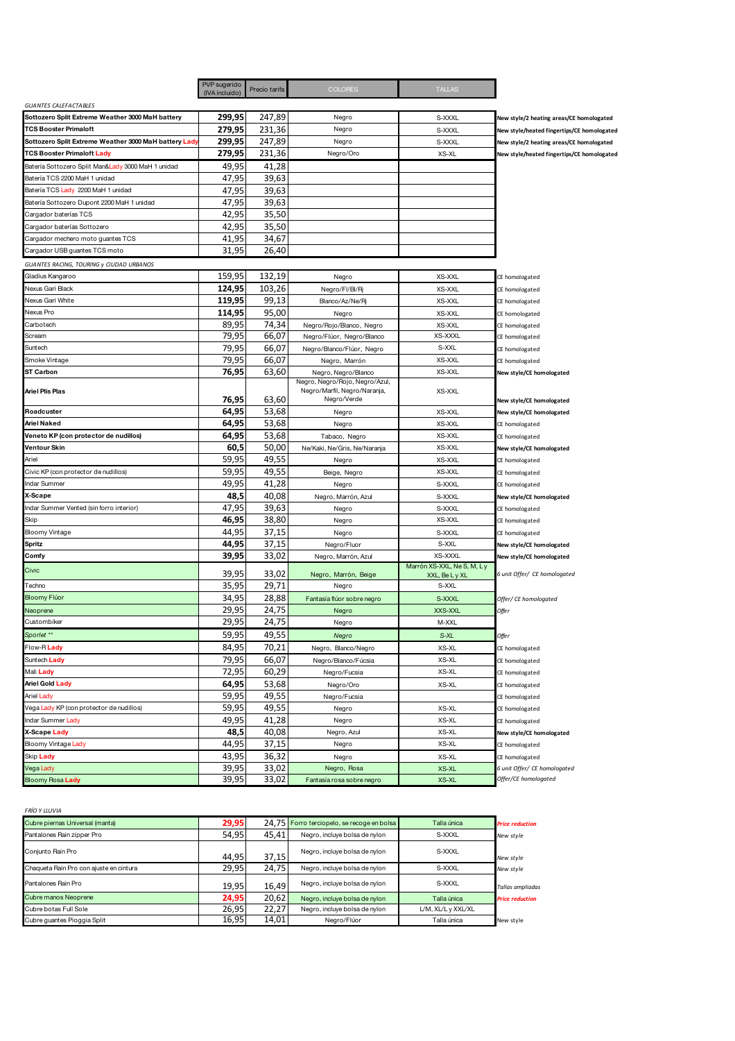| | PVP sugerido (IVA incluido) | Precio tarifa | COLORES | TALLAS | |
|---|---|---|---|---|---|
| *GUANTES CALEFACTABLES* | | | | | |
| **Sottozero Split Extreme Weather 3000 MaH battery** | **299,95** | 247,89 | Negro | S-XXXL | **New style/2 heating areas/CE homologated** |
| **TCS Booster Primaloft** | **279,95** | 231,36 | Negro | S-XXXL | **New style/heated fingertips/CE homologated** |
| **Sottozero Split Extreme Weather 3000 MaH battery Lady** | **299,95** | 247,89 | Negro | S-XXXL | **New style/2 heating areas/CE homologated** |
| **TCS Booster Primaloft Lady** | **279,95** | 231,36 | Negro/Oro | XS-XL | **New style/heated fingertips/CE homologated** |
| Batería Sottozero Split Man&Lady 3000 MaH 1 unidad | 49,95 | 41,28 | | | |
| Batería TCS 2200 MaH 1 unidad | 47,95 | 39,63 | | | |
| Batería TCS Lady 2200 MaH 1 unidad | 47,95 | 39,63 | | | |
| Batería Sottozero Dupont 2200 MaH 1 unidad | 47,95 | 39,63 | | | |
| Cargador baterías TCS | 42,95 | 35,50 | | | |
| Cargador baterías Sottozero | 42,95 | 35,50 | | | |
| Cargador mechero moto guantes TCS | 41,95 | 34,67 | | | |
| Cargador USB guantes TCS moto | 31,95 | 26,40 | | | |
| *GUANTES RACING, TOURING y CIUDAD URBANOS* | | | | | |
| Gladius Kangaroo | 159,95 | 132,19 | Negro | XS-XXL | CE homologated |
| Nexus Gari Black | **124,95** | 103,26 | Negro/Fl/Bl/Rj | XS-XXL | CE homologated |
| Nexus Gari White | **119,95** | 99,13 | Blanco/Az/Ne/Rj | XS-XXL | CE homologated |
| Nexus Pro | **114,95** | 95,00 | Negro | XS-XXL | CE homologated |
| Carbotech | 89,95 | 74,34 | Negro/Rojo/Blanco, Negro | XS-XXL | CE homologated |
| Scream | 79,95 | 66,07 | Negro/Flúor, Negro/Blanco | XS-XXXL | CE homologated |
| Suntech | 79,95 | 66,07 | Negro/Blanco/Flúor, Negro | S-XXL | CE homologated |
| Smoke Vintage | 79,95 | 66,07 | Negro, Marrón | XS-XXL | CE homologated |
| **ST Carbon** | **76,95** | 63,60 | Negro, Negro/Blanco | XS-XXL | **New style/CE homologated** |
| **Ariel Plis Plas** | **76,95** | 63,60 | Negro, Negro/Rojo, Negro/Azul, Negro/Marfil, Negro/Naranja, Negro/Verde | XS-XXL | **New style/CE homologated** |
| **Roadcuster** | **64,95** | 53,68 | Negro | XS-XXL | **New style/CE homologated** |
| **Ariel Naked** | **64,95** | 53,68 | Negro | XS-XXL | CE homologated |
| **Veneto KP (con protector de nudillos)** | **64,95** | 53,68 | Tabaco, Negro | XS-XXL | CE homologated |
| **Ventour Skin** | **60,5** | 50,00 | Ne/Kaki, Ne/Gris, Ne/Naranja | XS-XXL | **New style/CE homologated** |
| Ariel | 59,95 | 49,55 | Negro | XS-XXL | CE homologated |
| Civic KP (con protector de nudillos) | 59,95 | 49,55 | Beige, Negro | XS-XXL | CE homologated |
| Indar Summer | 49,95 | 41,28 | Negro | S-XXXL | CE homologated |
| **X-Scape** | **48,5** | 40,08 | Negro, Marrón, Azul | S-XXXL | **New style/CE homologated** |
| Indar Summer Vented (sin forro interior) | 47,95 | 39,63 | Negro | S-XXXL | CE homologated |
| Skip | **46,95** | 38,80 | Negro | XS-XXL | CE homologated |
| Bloomy Vintage | 44,95 | 37,15 | Negro | S-XXXL | CE homologated |
| **Spritz** | **44,95** | 37,15 | Negro/Fluor | S-XXL | **New style/CE homologated** |
| **Comfy** | **39,95** | 33,02 | Negro, Marrón, Azul | XS-XXXL | **New style/CE homologated** |
| Civic | 39,95 | 33,02 | Negro, Marrón, Beige | Marrón XS-XXL, Ne S, M, L y XXL, Be L y XL | *6 unit Offer/ CE homologated* |
| Techno | 35,95 | 29,71 | Negro | S-XXL | |
| Bloomy Flúor | 34,95 | 28,88 | Fantasía flúor sobre negro | S-XXXL | *Offer/ CE homologated* |
| Neoprene | 29,95 | 24,75 | Negro | XXS-XXL | *Offer* |
| Custombiker | 29,95 | 24,75 | Negro | M-XXL | |
| *Sportet ** | 59,95 | 49,55 | *Negro* | *S-XL* | *Offer* |
| Flow-R **Lady** | 84,95 | 70,21 | Negro, Blanco/Negro | XS-XL | CE homologated |
| Suntech **Lady** | 79,95 | 66,07 | Negro/Blanco/Fúcsia | XS-XL | CE homologated |
| Mali **Lady** | 72,95 | 60,29 | Negro/Fucsia | XS-XL | CE homologated |
| **Ariel Gold Lady** | **64,95** | 53,68 | Negro/Oro | XS-XL | CE homologated |
| Ariel Lady | 59,95 | 49,55 | Negro/Fucsia | | CE homologated |
| Vega Lady KP (con protector de nudillos) | 59,95 | 49,55 | Negro | XS-XL | CE homologated |
| Indar Summer Lady | 49,95 | 41,28 | Negro | XS-XL | CE homologated |
| **X-Scape Lady** | **48,5** | 40,08 | Negro, Azul | XS-XL | **New style/CE homologated** |
| Bloomy Vintage Lady | 44,95 | 37,15 | Negro | XS-XL | CE homologated |
| Skip **Lady** | 43,95 | 36,32 | Negro | XS-XL | CE homologated |
| Vega Lady | 39,95 | 33,02 | Negro, Rosa | XS-XL | *6 unit Offer/ CE homologated* |
| Bloomy Rosa **Lady** | 39,95 | 33,02 | Fantasía rosa sobre negro | XS-XL | *Offer/CE homologated* |

| | | | | | |
|---|---|---|---|---|---|
| *FRÍO Y LLUVIA* | | | | | |
| Cubre piernas Universal (manta) | **29,95** | 24,75 | Forro terciopelo, se recoge en bolsa | Talla única | ***Price reduction*** |
| Pantalones Rain zipper Pro | 54,95 | 45,41 | Negro, incluye bolsa de nylon | S-XXXL | *New style* |
| Conjunto Rain Pro | 44,95 | 37,15 | Negro, incluye bolsa de nylon | S-XXXL | *New style* |
| Chaqueta Rain Pro con ajuste en cintura | 29,95 | 24,75 | Negro, incluye bolsa de nylon | S-XXXL | *New style* |
| Pantalones Rain Pro | 19,95 | 16,49 | Negro, incluye bolsa de nylon | S-XXXL | *Tallas ampliadas* |
| Cubre manos Neopreno | **24,95** | 20,62 | Negro, incluye bolsa de nylon | Talla única | ***Price reduction*** |
| Cubre botas Full Sole | 26,95 | 22,27 | Negro, incluye bolsa de nylon | L/M, XL/L y XXL/XL | |
| Cubre guantes Pioggia Split | 16,95 | 14,01 | Negro/Flúor | Talla única | New style |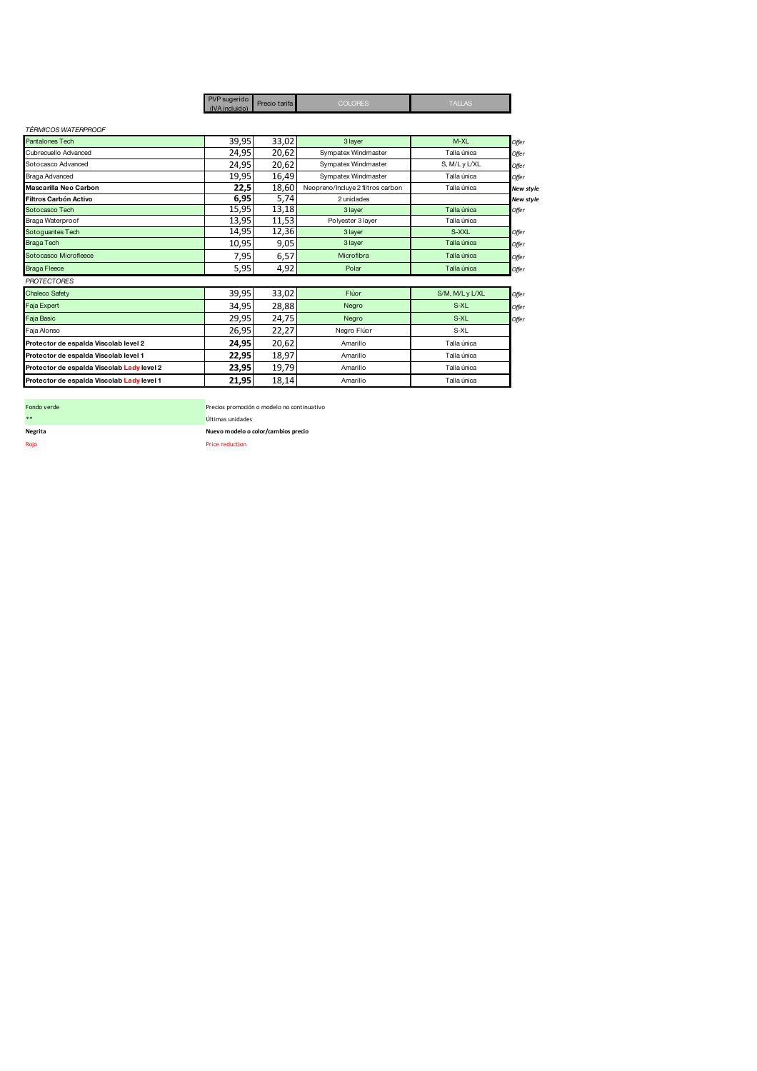| | PVP sugerido (IVA incluido) | Precio tarifa | COLORES | TALLAS | |
|---|---|---|---|---|---|
| *TÉRMICOS WATERPROOF* | | | | | |
| Pantalones Tech | 39,95 | 33,02 | 3 layer | M-XL | *Offer* |
| Cubrecuello Advanced | 24,95 | 20,62 | Sympatex Windmaster | Talla única | *Offer* |
| Sotocasco Advanced | 24,95 | 20,62 | Sympatex Windmaster | S, M/L y L/XL | *Offer* |
| Braga Advanced | 19,95 | 16,49 | Sympatex Windmaster | Talla única | *Offer* |
| **Mascarilla Neo Carbon** | **22,5** | 18,60 | Neopreno/Incluye 2 filtros carbon | Talla única | ***New style*** |
| **Filtros Carbón Activo** | **6,95** | 5,74 | 2 unidades | | ***New style*** |
| Sotocasco Tech | 15,95 | 13,18 | 3 layer | Talla única | *Offer* |
| Braga Waterproof | 13,95 | 11,53 | Polyester 3 layer | Talla única | |
| Sotoguantes Tech | 14,95 | 12,36 | 3 layer | S-XXL | *Offer* |
| Braga Tech | 10,95 | 9,05 | 3 layer | Talla única | *Offer* |
| Sotocasco Microfleece | 7,95 | 6,57 | Microfibra | Talla única | *Offer* |
| Braga Fleece | 5,95 | 4,92 | Polar | Talla única | *Offer* |
| *PROTECTORES* | | | | | |
| Chaleco Safety | 39,95 | 33,02 | Flúor | S/M, M/L y L/XL | *Offer* |
| Faja Expert | 34,95 | 28,88 | Negro | S-XL | *Offer* |
| Faja Basic | 29,95 | 24,75 | Negro | S-XL | *Offer* |
| Faja Alonso | 26,95 | 22,27 | Negro Flúor | S-XL | |
| **Protector de espalda Viscolab level 2** | **24,95** | 20,62 | Amarillo | Talla única | |
| **Protector de espalda Viscolab level 1** | **22,95** | 18,97 | Amarillo | Talla única | |
| **Protector de espalda Viscolab Lady level 2** | **23,95** | 19,79 | Amarillo | Talla única | |
| **Protector de espalda Viscolab Lady level 1** | **21,95** | 18,14 | Amarillo | Talla única | |

| | |
|---|---|
| Fondo verde | Precios promoción o modelo no continuativo |
| ** | Últimas unidades |
| **Negrita** | **Nuevo modelo o color/cambios precio** |
| Rojo | Price reduction |